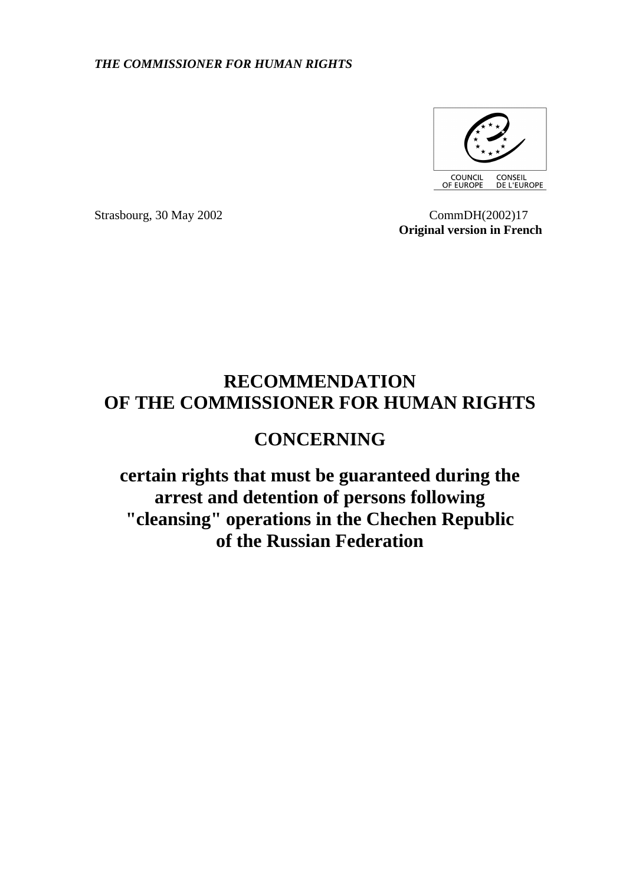*THE COMMISSIONER FOR HUMAN RIGHTS*

COUNCIL OF EUROPE CONSEIL DE L'EUROPE

Strasbourg, 30 May 2002

CommDH(2002)17
**Original version in French**

# RECOMMENDATION OF THE COMMISSIONER FOR HUMAN RIGHTS

# CONCERNING

# certain rights that must be guaranteed during the arrest and detention of persons following "cleansing" operations in the Chechen Republic of the Russian Federation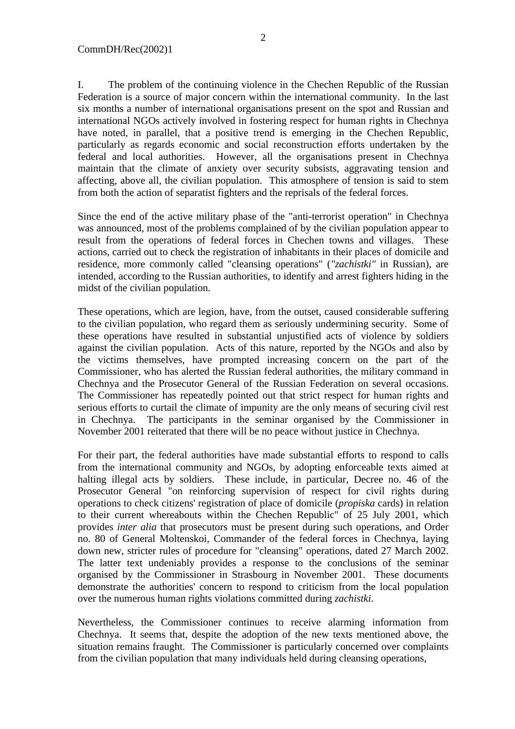I. The problem of the continuing violence in the Chechen Republic of the Russian Federation is a source of major concern within the international community. In the last six months a number of international organisations present on the spot and Russian and international NGOs actively involved in fostering respect for human rights in Chechnya have noted, in parallel, that a positive trend is emerging in the Chechen Republic, particularly as regards economic and social reconstruction efforts undertaken by the federal and local authorities. However, all the organisations present in Chechnya maintain that the climate of anxiety over security subsists, aggravating tension and affecting, above all, the civilian population. This atmosphere of tension is said to stem from both the action of separatist fighters and the reprisals of the federal forces.

Since the end of the active military phase of the "anti-terrorist operation" in Chechnya was announced, most of the problems complained of by the civilian population appear to result from the operations of federal forces in Chechen towns and villages. These actions, carried out to check the registration of inhabitants in their places of domicile and residence, more commonly called "cleansing operations" (*"zachistki"* in Russian), are intended, according to the Russian authorities, to identify and arrest fighters hiding in the midst of the civilian population.

These operations, which are legion, have, from the outset, caused considerable suffering to the civilian population, who regard them as seriously undermining security. Some of these operations have resulted in substantial unjustified acts of violence by soldiers against the civilian population. Acts of this nature, reported by the NGOs and also by the victims themselves, have prompted increasing concern on the part of the Commissioner, who has alerted the Russian federal authorities, the military command in Chechnya and the Prosecutor General of the Russian Federation on several occasions. The Commissioner has repeatedly pointed out that strict respect for human rights and serious efforts to curtail the climate of impunity are the only means of securing civil rest in Chechnya. The participants in the seminar organised by the Commissioner in November 2001 reiterated that there will be no peace without justice in Chechnya.

For their part, the federal authorities have made substantial efforts to respond to calls from the international community and NGOs, by adopting enforceable texts aimed at halting illegal acts by soldiers. These include, in particular, Decree no. 46 of the Prosecutor General "on reinforcing supervision of respect for civil rights during operations to check citizens' registration of place of domicile (*propiska* cards) in relation to their current whereabouts within the Chechen Republic" of 25 July 2001, which provides *inter alia* that prosecutors must be present during such operations, and Order no. 80 of General Moltenskoi, Commander of the federal forces in Chechnya, laying down new, stricter rules of procedure for "cleansing" operations, dated 27 March 2002. The latter text undeniably provides a response to the conclusions of the seminar organised by the Commissioner in Strasbourg in November 2001. These documents demonstrate the authorities' concern to respond to criticism from the local population over the numerous human rights violations committed during *zachistki*.

Nevertheless, the Commissioner continues to receive alarming information from Chechnya. It seems that, despite the adoption of the new texts mentioned above, the situation remains fraught. The Commissioner is particularly concerned over complaints from the civilian population that many individuals held during cleansing operations,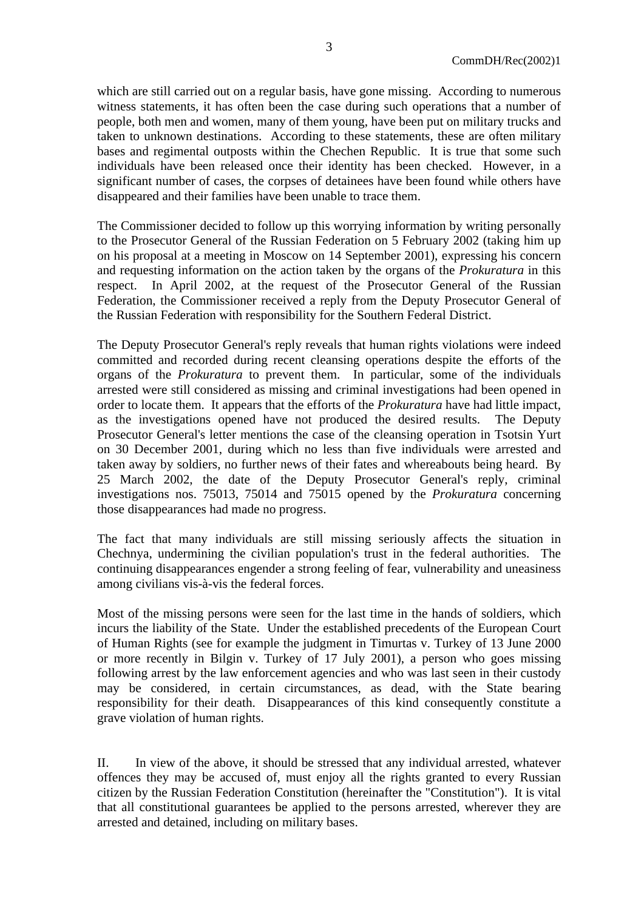which are still carried out on a regular basis, have gone missing. According to numerous witness statements, it has often been the case during such operations that a number of people, both men and women, many of them young, have been put on military trucks and taken to unknown destinations. According to these statements, these are often military bases and regimental outposts within the Chechen Republic. It is true that some such individuals have been released once their identity has been checked. However, in a significant number of cases, the corpses of detainees have been found while others have disappeared and their families have been unable to trace them.

The Commissioner decided to follow up this worrying information by writing personally to the Prosecutor General of the Russian Federation on 5 February 2002 (taking him up on his proposal at a meeting in Moscow on 14 September 2001), expressing his concern and requesting information on the action taken by the organs of the *Prokuratura* in this respect. In April 2002, at the request of the Prosecutor General of the Russian Federation, the Commissioner received a reply from the Deputy Prosecutor General of the Russian Federation with responsibility for the Southern Federal District.

The Deputy Prosecutor General's reply reveals that human rights violations were indeed committed and recorded during recent cleansing operations despite the efforts of the organs of the *Prokuratura* to prevent them. In particular, some of the individuals arrested were still considered as missing and criminal investigations had been opened in order to locate them. It appears that the efforts of the *Prokuratura* have had little impact, as the investigations opened have not produced the desired results. The Deputy Prosecutor General's letter mentions the case of the cleansing operation in Tsotsin Yurt on 30 December 2001, during which no less than five individuals were arrested and taken away by soldiers, no further news of their fates and whereabouts being heard. By 25 March 2002, the date of the Deputy Prosecutor General's reply, criminal investigations nos. 75013, 75014 and 75015 opened by the *Prokuratura* concerning those disappearances had made no progress.

The fact that many individuals are still missing seriously affects the situation in Chechnya, undermining the civilian population's trust in the federal authorities. The continuing disappearances engender a strong feeling of fear, vulnerability and uneasiness among civilians vis-à-vis the federal forces.

Most of the missing persons were seen for the last time in the hands of soldiers, which incurs the liability of the State. Under the established precedents of the European Court of Human Rights (see for example the judgment in Timurtas v. Turkey of 13 June 2000 or more recently in Bilgin v. Turkey of 17 July 2001), a person who goes missing following arrest by the law enforcement agencies and who was last seen in their custody may be considered, in certain circumstances, as dead, with the State bearing responsibility for their death. Disappearances of this kind consequently constitute a grave violation of human rights.

II. In view of the above, it should be stressed that any individual arrested, whatever offences they may be accused of, must enjoy all the rights granted to every Russian citizen by the Russian Federation Constitution (hereinafter the "Constitution"). It is vital that all constitutional guarantees be applied to the persons arrested, wherever they are arrested and detained, including on military bases.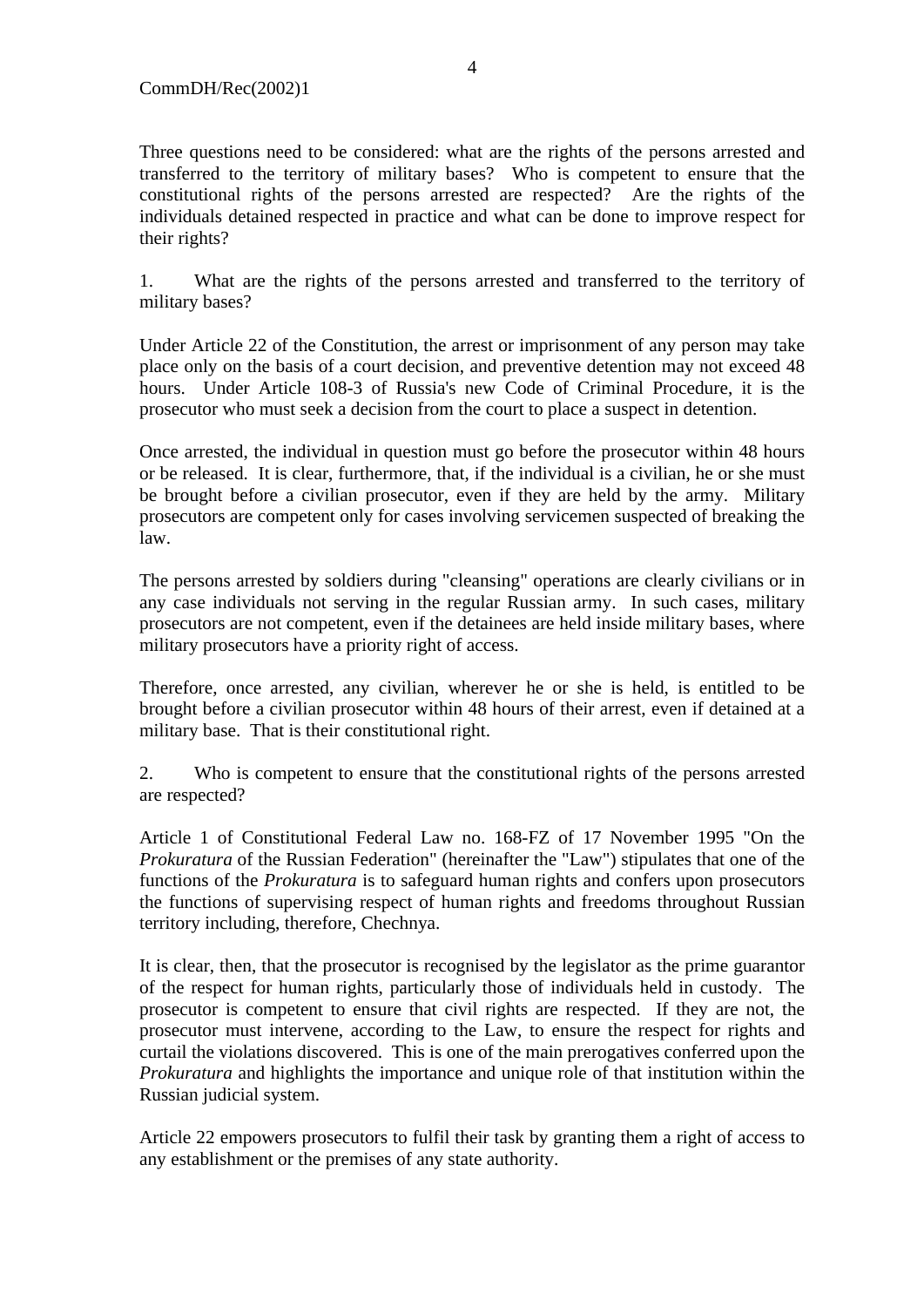Three questions need to be considered: what are the rights of the persons arrested and transferred to the territory of military bases? Who is competent to ensure that the constitutional rights of the persons arrested are respected? Are the rights of the individuals detained respected in practice and what can be done to improve respect for their rights?

1. What are the rights of the persons arrested and transferred to the territory of military bases?

Under Article 22 of the Constitution, the arrest or imprisonment of any person may take place only on the basis of a court decision, and preventive detention may not exceed 48 hours. Under Article 108-3 of Russia's new Code of Criminal Procedure, it is the prosecutor who must seek a decision from the court to place a suspect in detention.

Once arrested, the individual in question must go before the prosecutor within 48 hours or be released. It is clear, furthermore, that, if the individual is a civilian, he or she must be brought before a civilian prosecutor, even if they are held by the army. Military prosecutors are competent only for cases involving servicemen suspected of breaking the law.

The persons arrested by soldiers during "cleansing" operations are clearly civilians or in any case individuals not serving in the regular Russian army. In such cases, military prosecutors are not competent, even if the detainees are held inside military bases, where military prosecutors have a priority right of access.

Therefore, once arrested, any civilian, wherever he or she is held, is entitled to be brought before a civilian prosecutor within 48 hours of their arrest, even if detained at a military base. That is their constitutional right.

2. Who is competent to ensure that the constitutional rights of the persons arrested are respected?

Article 1 of Constitutional Federal Law no. 168-FZ of 17 November 1995 "On the *Prokuratura* of the Russian Federation" (hereinafter the "Law") stipulates that one of the functions of the *Prokuratura* is to safeguard human rights and confers upon prosecutors the functions of supervising respect of human rights and freedoms throughout Russian territory including, therefore, Chechnya.

It is clear, then, that the prosecutor is recognised by the legislator as the prime guarantor of the respect for human rights, particularly those of individuals held in custody. The prosecutor is competent to ensure that civil rights are respected. If they are not, the prosecutor must intervene, according to the Law, to ensure the respect for rights and curtail the violations discovered. This is one of the main prerogatives conferred upon the *Prokuratura* and highlights the importance and unique role of that institution within the Russian judicial system.

Article 22 empowers prosecutors to fulfil their task by granting them a right of access to any establishment or the premises of any state authority.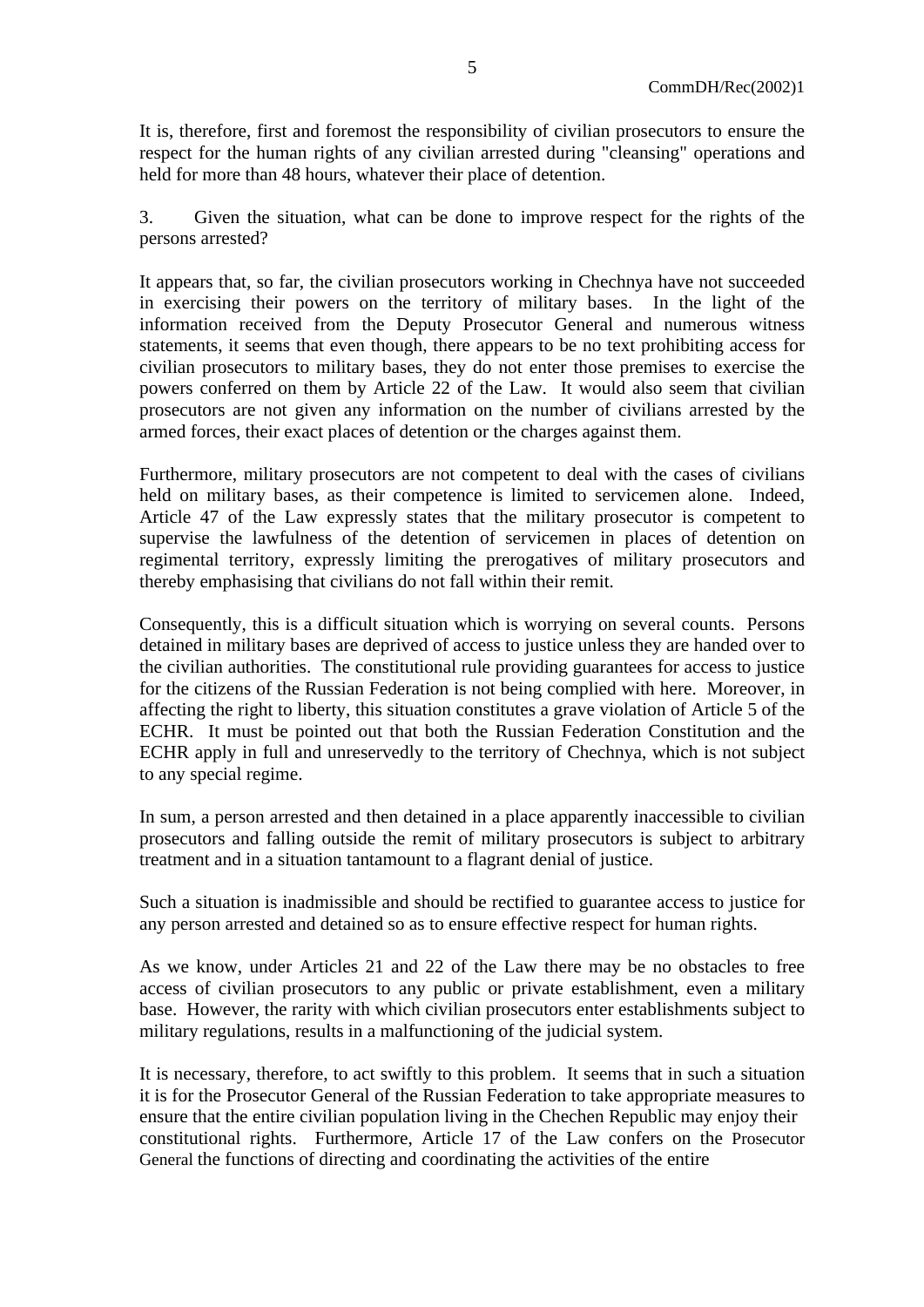It is, therefore, first and foremost the responsibility of civilian prosecutors to ensure the respect for the human rights of any civilian arrested during "cleansing" operations and held for more than 48 hours, whatever their place of detention.

3. Given the situation, what can be done to improve respect for the rights of the persons arrested?

It appears that, so far, the civilian prosecutors working in Chechnya have not succeeded in exercising their powers on the territory of military bases. In the light of the information received from the Deputy Prosecutor General and numerous witness statements, it seems that even though, there appears to be no text prohibiting access for civilian prosecutors to military bases, they do not enter those premises to exercise the powers conferred on them by Article 22 of the Law. It would also seem that civilian prosecutors are not given any information on the number of civilians arrested by the armed forces, their exact places of detention or the charges against them.

Furthermore, military prosecutors are not competent to deal with the cases of civilians held on military bases, as their competence is limited to servicemen alone. Indeed, Article 47 of the Law expressly states that the military prosecutor is competent to supervise the lawfulness of the detention of servicemen in places of detention on regimental territory, expressly limiting the prerogatives of military prosecutors and thereby emphasising that civilians do not fall within their remit.

Consequently, this is a difficult situation which is worrying on several counts. Persons detained in military bases are deprived of access to justice unless they are handed over to the civilian authorities. The constitutional rule providing guarantees for access to justice for the citizens of the Russian Federation is not being complied with here. Moreover, in affecting the right to liberty, this situation constitutes a grave violation of Article 5 of the ECHR. It must be pointed out that both the Russian Federation Constitution and the ECHR apply in full and unreservedly to the territory of Chechnya, which is not subject to any special regime.

In sum, a person arrested and then detained in a place apparently inaccessible to civilian prosecutors and falling outside the remit of military prosecutors is subject to arbitrary treatment and in a situation tantamount to a flagrant denial of justice.

Such a situation is inadmissible and should be rectified to guarantee access to justice for any person arrested and detained so as to ensure effective respect for human rights.

As we know, under Articles 21 and 22 of the Law there may be no obstacles to free access of civilian prosecutors to any public or private establishment, even a military base. However, the rarity with which civilian prosecutors enter establishments subject to military regulations, results in a malfunctioning of the judicial system.

It is necessary, therefore, to act swiftly to this problem. It seems that in such a situation it is for the Prosecutor General of the Russian Federation to take appropriate measures to ensure that the entire civilian population living in the Chechen Republic may enjoy their constitutional rights. Furthermore, Article 17 of the Law confers on the Prosecutor General the functions of directing and coordinating the activities of the entire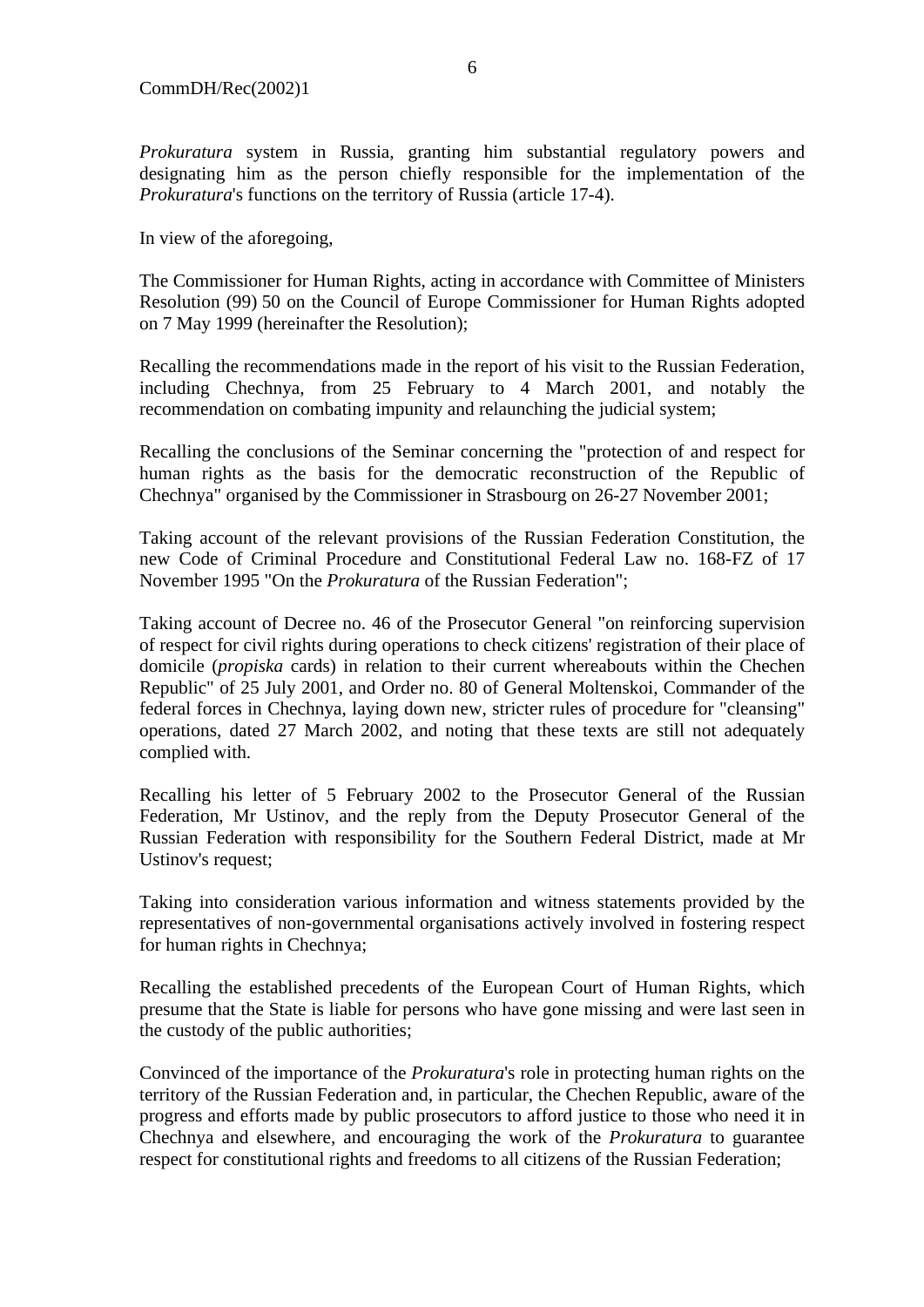*Prokuratura* system in Russia, granting him substantial regulatory powers and designating him as the person chiefly responsible for the implementation of the *Prokuratura*'s functions on the territory of Russia (article 17-4).

In view of the aforegoing,

The Commissioner for Human Rights, acting in accordance with Committee of Ministers Resolution (99) 50 on the Council of Europe Commissioner for Human Rights adopted on 7 May 1999 (hereinafter the Resolution);

Recalling the recommendations made in the report of his visit to the Russian Federation, including Chechnya, from 25 February to 4 March 2001, and notably the recommendation on combating impunity and relaunching the judicial system;

Recalling the conclusions of the Seminar concerning the "protection of and respect for human rights as the basis for the democratic reconstruction of the Republic of Chechnya" organised by the Commissioner in Strasbourg on 26-27 November 2001;

Taking account of the relevant provisions of the Russian Federation Constitution, the new Code of Criminal Procedure and Constitutional Federal Law no. 168-FZ of 17 November 1995 "On the *Prokuratura* of the Russian Federation";

Taking account of Decree no. 46 of the Prosecutor General "on reinforcing supervision of respect for civil rights during operations to check citizens' registration of their place of domicile (*propiska* cards) in relation to their current whereabouts within the Chechen Republic" of 25 July 2001, and Order no. 80 of General Moltenskoi, Commander of the federal forces in Chechnya, laying down new, stricter rules of procedure for "cleansing" operations, dated 27 March 2002, and noting that these texts are still not adequately complied with.

Recalling his letter of 5 February 2002 to the Prosecutor General of the Russian Federation, Mr Ustinov, and the reply from the Deputy Prosecutor General of the Russian Federation with responsibility for the Southern Federal District, made at Mr Ustinov's request;

Taking into consideration various information and witness statements provided by the representatives of non-governmental organisations actively involved in fostering respect for human rights in Chechnya;

Recalling the established precedents of the European Court of Human Rights, which presume that the State is liable for persons who have gone missing and were last seen in the custody of the public authorities;

Convinced of the importance of the *Prokuratura*'s role in protecting human rights on the territory of the Russian Federation and, in particular, the Chechen Republic, aware of the progress and efforts made by public prosecutors to afford justice to those who need it in Chechnya and elsewhere, and encouraging the work of the *Prokuratura* to guarantee respect for constitutional rights and freedoms to all citizens of the Russian Federation;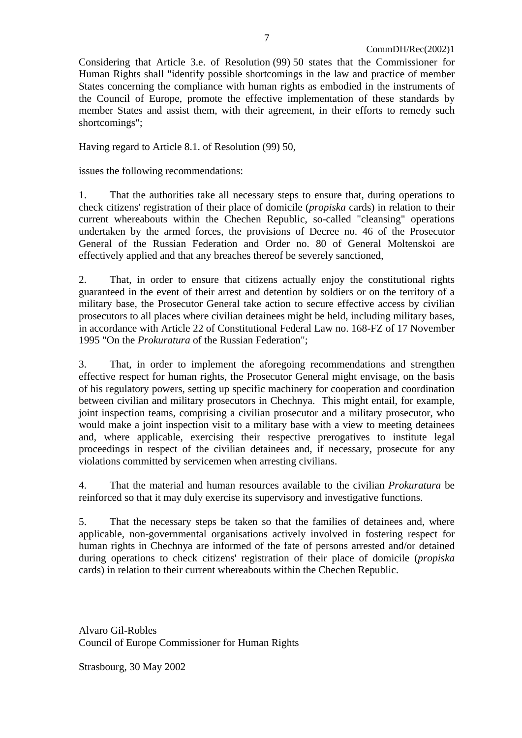Considering that Article 3.e. of Resolution (99) 50 states that the Commissioner for Human Rights shall "identify possible shortcomings in the law and practice of member States concerning the compliance with human rights as embodied in the instruments of the Council of Europe, promote the effective implementation of these standards by member States and assist them, with their agreement, in their efforts to remedy such shortcomings";

Having regard to Article 8.1. of Resolution (99) 50,

issues the following recommendations:

1. That the authorities take all necessary steps to ensure that, during operations to check citizens' registration of their place of domicile (*propiska* cards) in relation to their current whereabouts within the Chechen Republic, so-called "cleansing" operations undertaken by the armed forces, the provisions of Decree no. 46 of the Prosecutor General of the Russian Federation and Order no. 80 of General Moltenskoi are effectively applied and that any breaches thereof be severely sanctioned,

2. That, in order to ensure that citizens actually enjoy the constitutional rights guaranteed in the event of their arrest and detention by soldiers or on the territory of a military base, the Prosecutor General take action to secure effective access by civilian prosecutors to all places where civilian detainees might be held, including military bases, in accordance with Article 22 of Constitutional Federal Law no. 168-FZ of 17 November 1995 "On the *Prokuratura* of the Russian Federation";

3. That, in order to implement the aforegoing recommendations and strengthen effective respect for human rights, the Prosecutor General might envisage, on the basis of his regulatory powers, setting up specific machinery for cooperation and coordination between civilian and military prosecutors in Chechnya. This might entail, for example, joint inspection teams, comprising a civilian prosecutor and a military prosecutor, who would make a joint inspection visit to a military base with a view to meeting detainees and, where applicable, exercising their respective prerogatives to institute legal proceedings in respect of the civilian detainees and, if necessary, prosecute for any violations committed by servicemen when arresting civilians.

4. That the material and human resources available to the civilian *Prokuratura* be reinforced so that it may duly exercise its supervisory and investigative functions.

5. That the necessary steps be taken so that the families of detainees and, where applicable, non-governmental organisations actively involved in fostering respect for human rights in Chechnya are informed of the fate of persons arrested and/or detained during operations to check citizens' registration of their place of domicile (*propiska* cards) in relation to their current whereabouts within the Chechen Republic.

Alvaro Gil-Robles
Council of Europe Commissioner for Human Rights

Strasbourg, 30 May 2002